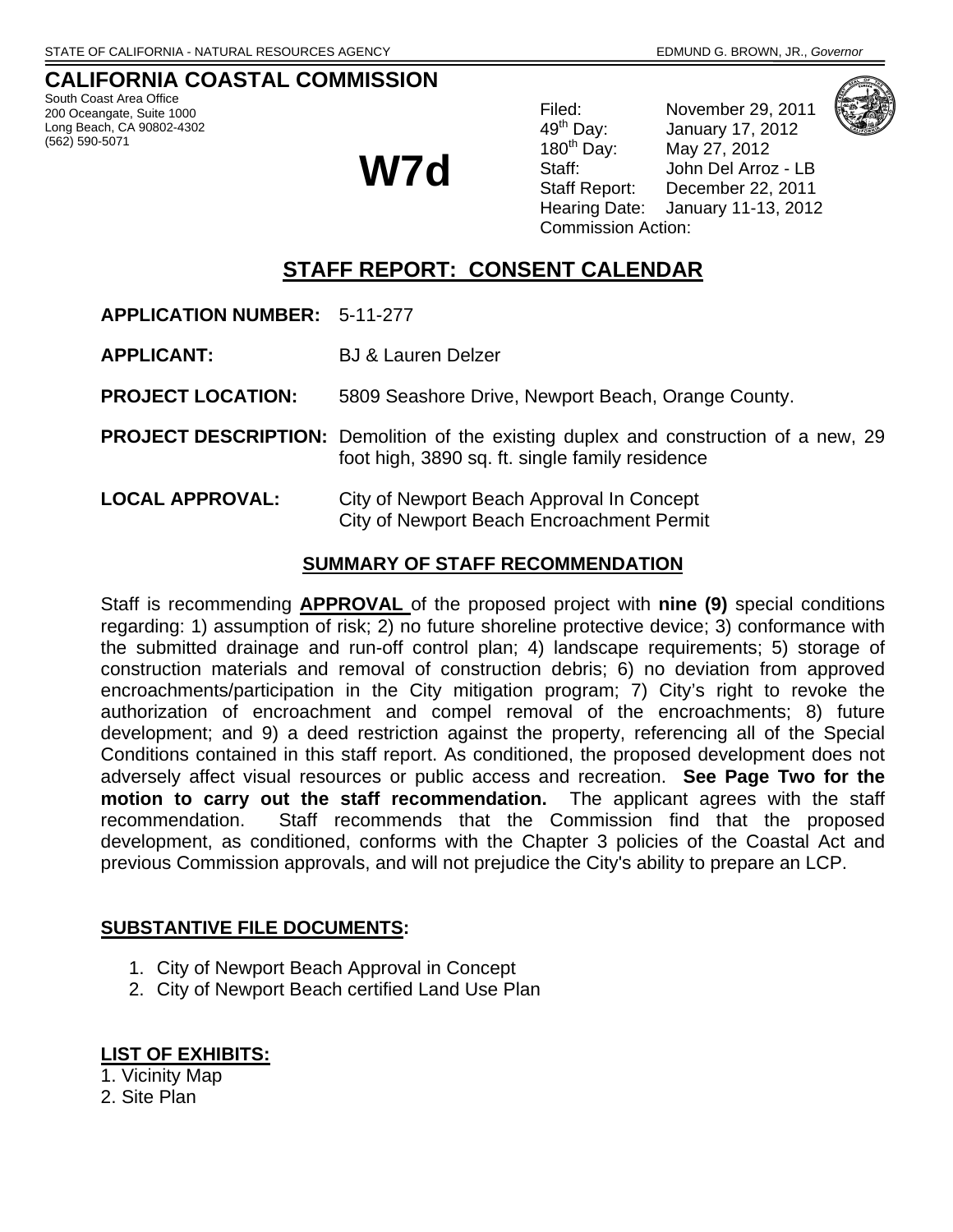STATE OF CALIFORNIA - NATURAL RESOURCES AGENCY EDMUND G. BROWN, JR., *Governor*

# CALIFORNIA COASTAL COMMISSION

South Coast Area Office
200 Oceangate, Suite 1000
Long Beach, CA 90802-4302
(562) 590-5071

# W7d

| | |
|---|---|
| Filed: | November 29, 2011 |
| 49th Day: | January 17, 2012 |
| 180th Day: | May 27, 2012 |
| Staff: | John Del Arroz - LB |
| Staff Report: | December 22, 2011 |
| Hearing Date: | January 11-13, 2012 |
| Commission Action: | |

## STAFF REPORT: CONSENT CALENDAR

**APPLICATION NUMBER:** 5-11-277

**APPLICANT:** BJ & Lauren Delzer

**PROJECT LOCATION:** 5809 Seashore Drive, Newport Beach, Orange County.

**PROJECT DESCRIPTION:** Demolition of the existing duplex and construction of a new, 29 foot high, 3890 sq. ft. single family residence

**LOCAL APPROVAL:** City of Newport Beach Approval In Concept
City of Newport Beach Encroachment Permit

### SUMMARY OF STAFF RECOMMENDATION

Staff is recommending **APPROVAL** of the proposed project with **nine (9)** special conditions regarding: 1) assumption of risk; 2) no future shoreline protective device; 3) conformance with the submitted drainage and run-off control plan; 4) landscape requirements; 5) storage of construction materials and removal of construction debris; 6) no deviation from approved encroachments/participation in the City mitigation program; 7) City's right to revoke the authorization of encroachment and compel removal of the encroachments; 8) future development; and 9) a deed restriction against the property, referencing all of the Special Conditions contained in this staff report. As conditioned, the proposed development does not adversely affect visual resources or public access and recreation. **See Page Two for the motion to carry out the staff recommendation.** The applicant agrees with the staff recommendation. Staff recommends that the Commission find that the proposed development, as conditioned, conforms with the Chapter 3 policies of the Coastal Act and previous Commission approvals, and will not prejudice the City's ability to prepare an LCP.

### SUBSTANTIVE FILE DOCUMENTS:

1. City of Newport Beach Approval in Concept
2. City of Newport Beach certified Land Use Plan

### LIST OF EXHIBITS:

1. Vicinity Map
2. Site Plan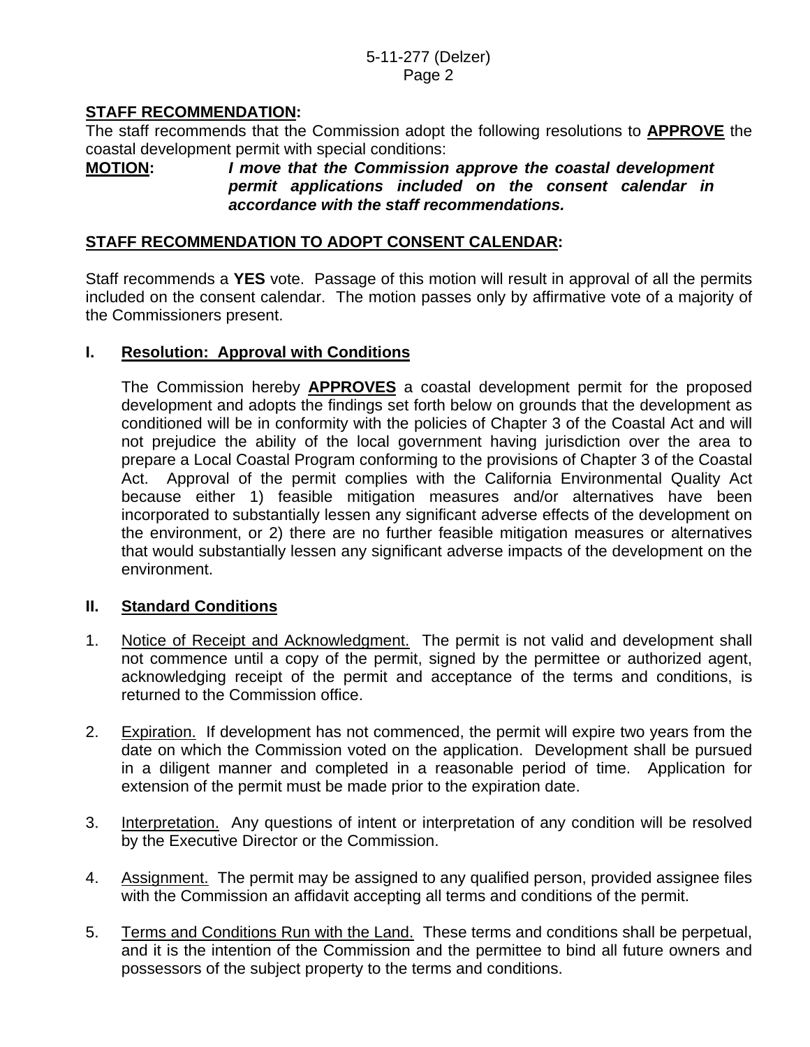**STAFF RECOMMENDATION:**

The staff recommends that the Commission adopt the following resolutions to **APPROVE** the coastal development permit with special conditions:

**MOTION:** ***I move that the Commission approve the coastal development permit applications included on the consent calendar in accordance with the staff recommendations.***

**STAFF RECOMMENDATION TO ADOPT CONSENT CALENDAR:**

Staff recommends a **YES** vote. Passage of this motion will result in approval of all the permits included on the consent calendar. The motion passes only by affirmative vote of a majority of the Commissioners present.

## I. Resolution: Approval with Conditions

The Commission hereby **APPROVES** a coastal development permit for the proposed development and adopts the findings set forth below on grounds that the development as conditioned will be in conformity with the policies of Chapter 3 of the Coastal Act and will not prejudice the ability of the local government having jurisdiction over the area to prepare a Local Coastal Program conforming to the provisions of Chapter 3 of the Coastal Act. Approval of the permit complies with the California Environmental Quality Act because either 1) feasible mitigation measures and/or alternatives have been incorporated to substantially lessen any significant adverse effects of the development on the environment, or 2) there are no further feasible mitigation measures or alternatives that would substantially lessen any significant adverse impacts of the development on the environment.

## II. Standard Conditions

1. Notice of Receipt and Acknowledgment. The permit is not valid and development shall not commence until a copy of the permit, signed by the permittee or authorized agent, acknowledging receipt of the permit and acceptance of the terms and conditions, is returned to the Commission office.

2. Expiration. If development has not commenced, the permit will expire two years from the date on which the Commission voted on the application. Development shall be pursued in a diligent manner and completed in a reasonable period of time. Application for extension of the permit must be made prior to the expiration date.

3. Interpretation. Any questions of intent or interpretation of any condition will be resolved by the Executive Director or the Commission.

4. Assignment. The permit may be assigned to any qualified person, provided assignee files with the Commission an affidavit accepting all terms and conditions of the permit.

5. Terms and Conditions Run with the Land. These terms and conditions shall be perpetual, and it is the intention of the Commission and the permittee to bind all future owners and possessors of the subject property to the terms and conditions.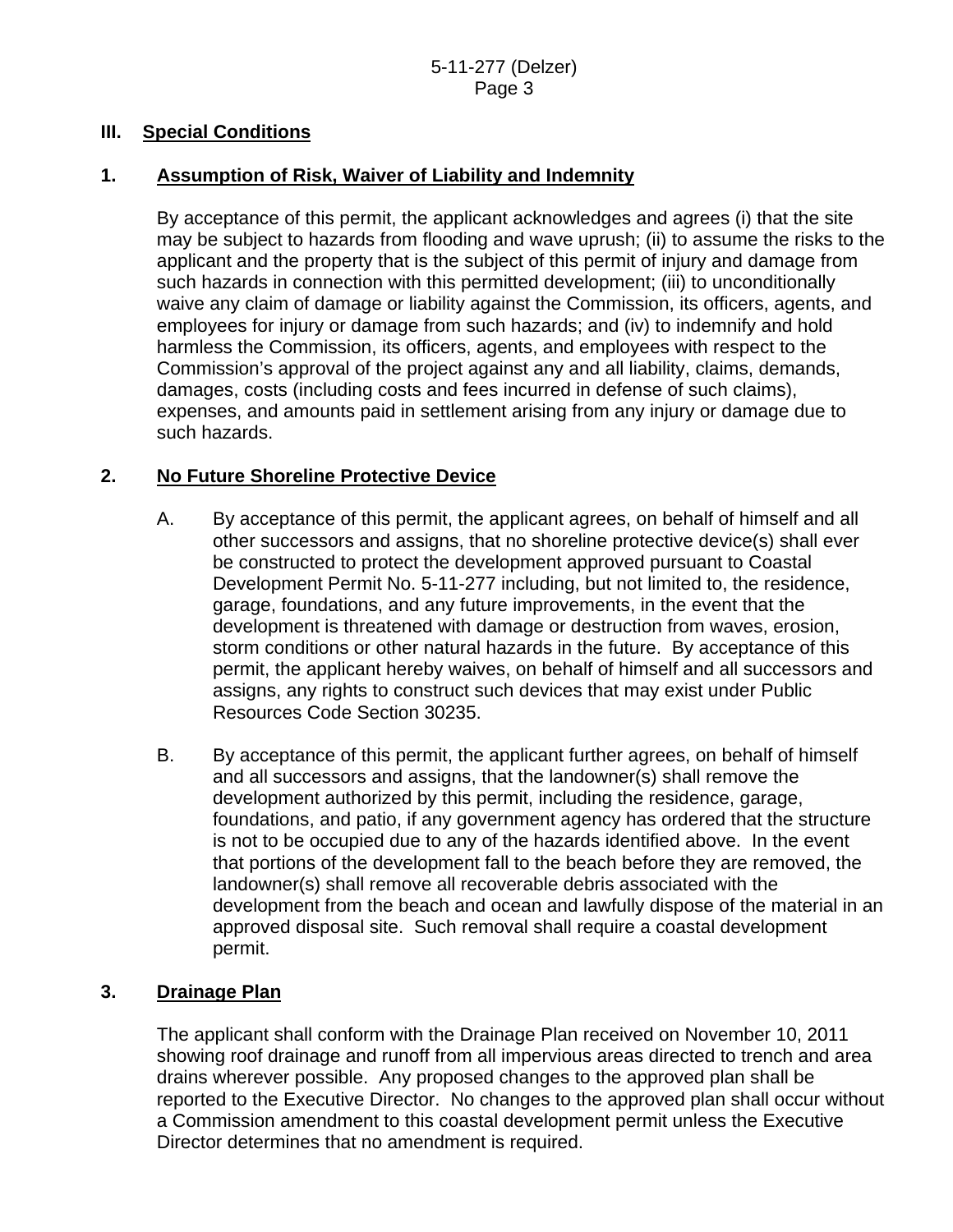## III. Special Conditions

### 1. Assumption of Risk, Waiver of Liability and Indemnity

By acceptance of this permit, the applicant acknowledges and agrees (i) that the site may be subject to hazards from flooding and wave uprush; (ii) to assume the risks to the applicant and the property that is the subject of this permit of injury and damage from such hazards in connection with this permitted development; (iii) to unconditionally waive any claim of damage or liability against the Commission, its officers, agents, and employees for injury or damage from such hazards; and (iv) to indemnify and hold harmless the Commission, its officers, agents, and employees with respect to the Commission's approval of the project against any and all liability, claims, demands, damages, costs (including costs and fees incurred in defense of such claims), expenses, and amounts paid in settlement arising from any injury or damage due to such hazards.

### 2. No Future Shoreline Protective Device

A. By acceptance of this permit, the applicant agrees, on behalf of himself and all other successors and assigns, that no shoreline protective device(s) shall ever be constructed to protect the development approved pursuant to Coastal Development Permit No. 5-11-277 including, but not limited to, the residence, garage, foundations, and any future improvements, in the event that the development is threatened with damage or destruction from waves, erosion, storm conditions or other natural hazards in the future. By acceptance of this permit, the applicant hereby waives, on behalf of himself and all successors and assigns, any rights to construct such devices that may exist under Public Resources Code Section 30235.

B. By acceptance of this permit, the applicant further agrees, on behalf of himself and all successors and assigns, that the landowner(s) shall remove the development authorized by this permit, including the residence, garage, foundations, and patio, if any government agency has ordered that the structure is not to be occupied due to any of the hazards identified above. In the event that portions of the development fall to the beach before they are removed, the landowner(s) shall remove all recoverable debris associated with the development from the beach and ocean and lawfully dispose of the material in an approved disposal site. Such removal shall require a coastal development permit.

### 3. Drainage Plan

The applicant shall conform with the Drainage Plan received on November 10, 2011 showing roof drainage and runoff from all impervious areas directed to trench and area drains wherever possible. Any proposed changes to the approved plan shall be reported to the Executive Director. No changes to the approved plan shall occur without a Commission amendment to this coastal development permit unless the Executive Director determines that no amendment is required.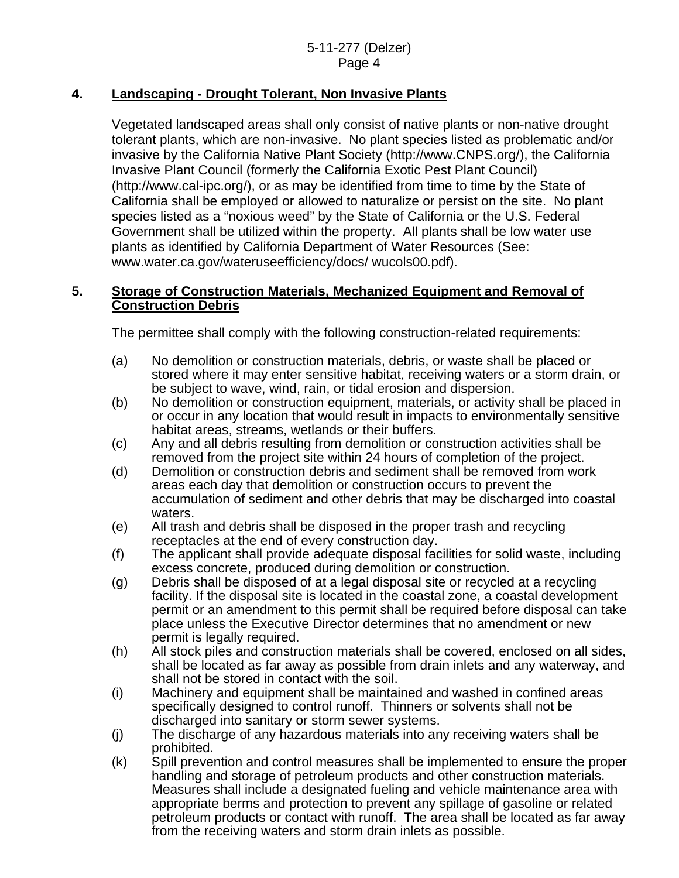**4. Landscaping - Drought Tolerant, Non Invasive Plants**

Vegetated landscaped areas shall only consist of native plants or non-native drought tolerant plants, which are non-invasive. No plant species listed as problematic and/or invasive by the California Native Plant Society (http://www.CNPS.org/), the California Invasive Plant Council (formerly the California Exotic Pest Plant Council) (http://www.cal-ipc.org/), or as may be identified from time to time by the State of California shall be employed or allowed to naturalize or persist on the site. No plant species listed as a "noxious weed" by the State of California or the U.S. Federal Government shall be utilized within the property. All plants shall be low water use plants as identified by California Department of Water Resources (See: www.water.ca.gov/wateruseefficiency/docs/ wucols00.pdf).

**5. Storage of Construction Materials, Mechanized Equipment and Removal of Construction Debris**

The permittee shall comply with the following construction-related requirements:

(a) No demolition or construction materials, debris, or waste shall be placed or stored where it may enter sensitive habitat, receiving waters or a storm drain, or be subject to wave, wind, rain, or tidal erosion and dispersion.

(b) No demolition or construction equipment, materials, or activity shall be placed in or occur in any location that would result in impacts to environmentally sensitive habitat areas, streams, wetlands or their buffers.

(c) Any and all debris resulting from demolition or construction activities shall be removed from the project site within 24 hours of completion of the project.

(d) Demolition or construction debris and sediment shall be removed from work areas each day that demolition or construction occurs to prevent the accumulation of sediment and other debris that may be discharged into coastal waters.

(e) All trash and debris shall be disposed in the proper trash and recycling receptacles at the end of every construction day.

(f) The applicant shall provide adequate disposal facilities for solid waste, including excess concrete, produced during demolition or construction.

(g) Debris shall be disposed of at a legal disposal site or recycled at a recycling facility. If the disposal site is located in the coastal zone, a coastal development permit or an amendment to this permit shall be required before disposal can take place unless the Executive Director determines that no amendment or new permit is legally required.

(h) All stock piles and construction materials shall be covered, enclosed on all sides, shall be located as far away as possible from drain inlets and any waterway, and shall not be stored in contact with the soil.

(i) Machinery and equipment shall be maintained and washed in confined areas specifically designed to control runoff. Thinners or solvents shall not be discharged into sanitary or storm sewer systems.

(j) The discharge of any hazardous materials into any receiving waters shall be prohibited.

(k) Spill prevention and control measures shall be implemented to ensure the proper handling and storage of petroleum products and other construction materials. Measures shall include a designated fueling and vehicle maintenance area with appropriate berms and protection to prevent any spillage of gasoline or related petroleum products or contact with runoff. The area shall be located as far away from the receiving waters and storm drain inlets as possible.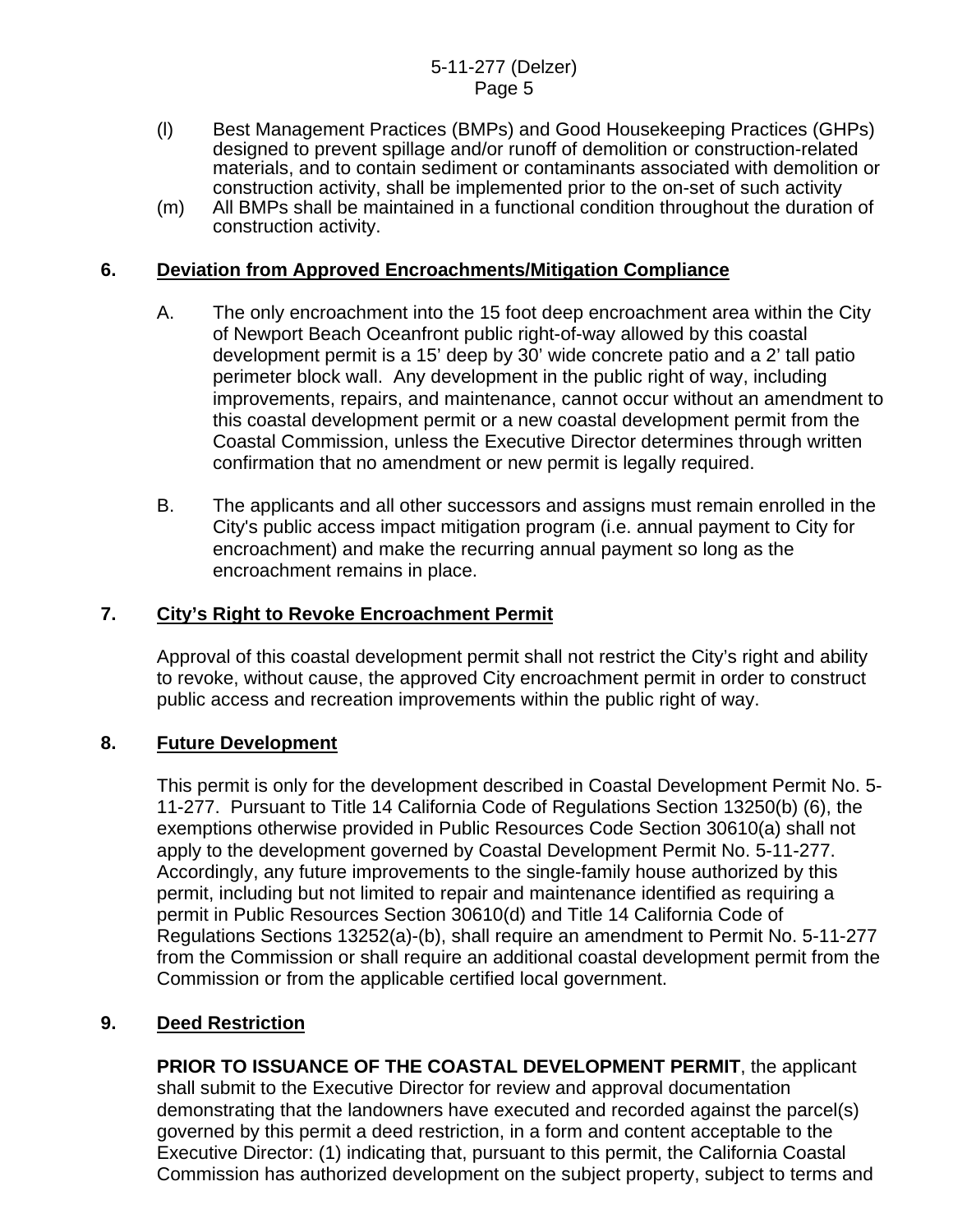(l) Best Management Practices (BMPs) and Good Housekeeping Practices (GHPs) designed to prevent spillage and/or runoff of demolition or construction-related materials, and to contain sediment or contaminants associated with demolition or construction activity, shall be implemented prior to the on-set of such activity

(m) All BMPs shall be maintained in a functional condition throughout the duration of construction activity.

**6. <u>Deviation from Approved Encroachments/Mitigation Compliance</u>**

A. The only encroachment into the 15 foot deep encroachment area within the City of Newport Beach Oceanfront public right-of-way allowed by this coastal development permit is a 15' deep by 30' wide concrete patio and a 2' tall patio perimeter block wall. Any development in the public right of way, including improvements, repairs, and maintenance, cannot occur without an amendment to this coastal development permit or a new coastal development permit from the Coastal Commission, unless the Executive Director determines through written confirmation that no amendment or new permit is legally required.

B. The applicants and all other successors and assigns must remain enrolled in the City's public access impact mitigation program (i.e. annual payment to City for encroachment) and make the recurring annual payment so long as the encroachment remains in place.

**7. <u>City's Right to Revoke Encroachment Permit</u>**

Approval of this coastal development permit shall not restrict the City's right and ability to revoke, without cause, the approved City encroachment permit in order to construct public access and recreation improvements within the public right of way.

**8. <u>Future Development</u>**

This permit is only for the development described in Coastal Development Permit No. 5-11-277. Pursuant to Title 14 California Code of Regulations Section 13250(b) (6), the exemptions otherwise provided in Public Resources Code Section 30610(a) shall not apply to the development governed by Coastal Development Permit No. 5-11-277. Accordingly, any future improvements to the single-family house authorized by this permit, including but not limited to repair and maintenance identified as requiring a permit in Public Resources Section 30610(d) and Title 14 California Code of Regulations Sections 13252(a)-(b), shall require an amendment to Permit No. 5-11-277 from the Commission or shall require an additional coastal development permit from the Commission or from the applicable certified local government.

**9. <u>Deed Restriction</u>**

**PRIOR TO ISSUANCE OF THE COASTAL DEVELOPMENT PERMIT**, the applicant shall submit to the Executive Director for review and approval documentation demonstrating that the landowners have executed and recorded against the parcel(s) governed by this permit a deed restriction, in a form and content acceptable to the Executive Director: (1) indicating that, pursuant to this permit, the California Coastal Commission has authorized development on the subject property, subject to terms and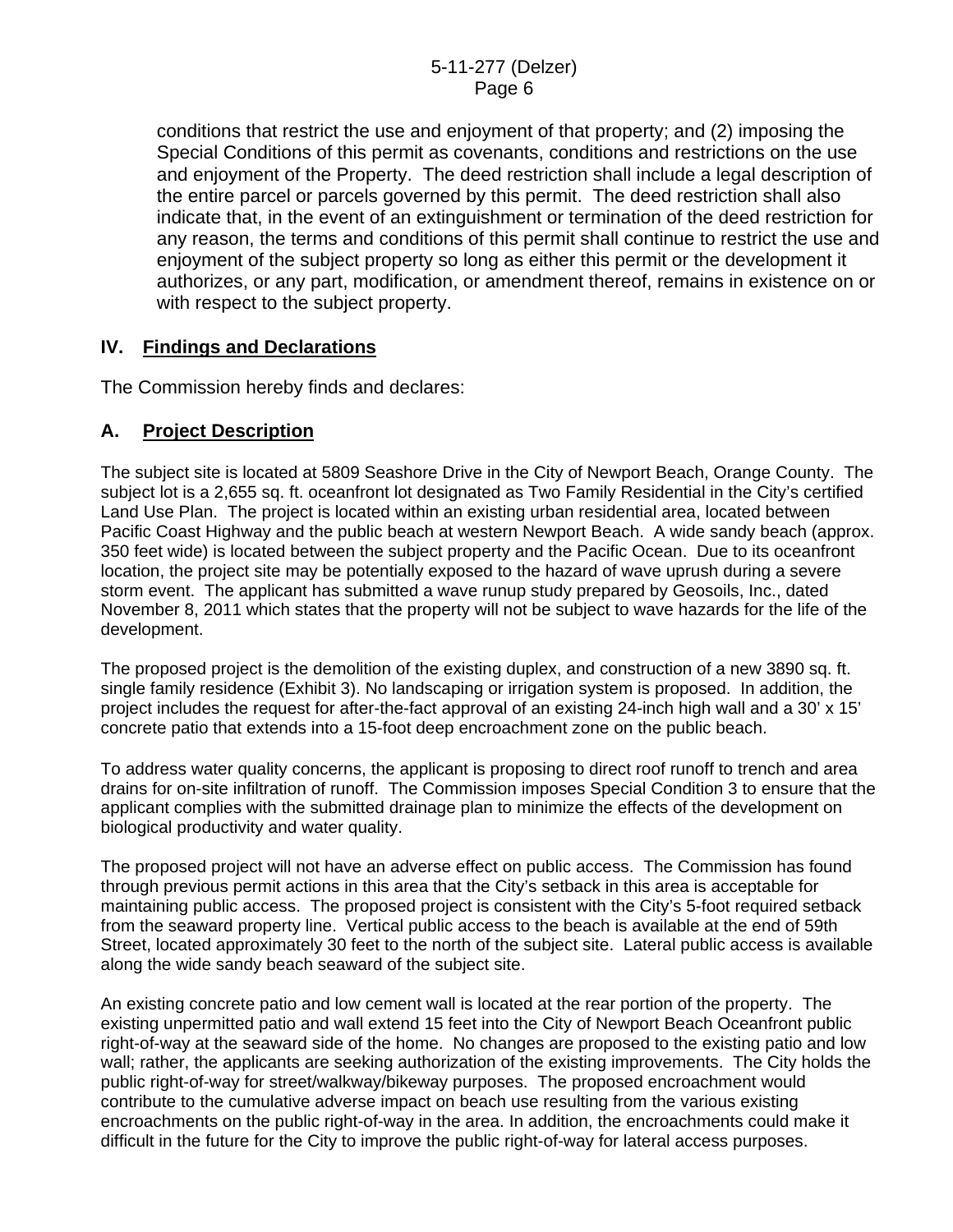conditions that restrict the use and enjoyment of that property; and (2) imposing the Special Conditions of this permit as covenants, conditions and restrictions on the use and enjoyment of the Property. The deed restriction shall include a legal description of the entire parcel or parcels governed by this permit. The deed restriction shall also indicate that, in the event of an extinguishment or termination of the deed restriction for any reason, the terms and conditions of this permit shall continue to restrict the use and enjoyment of the subject property so long as either this permit or the development it authorizes, or any part, modification, or amendment thereof, remains in existence on or with respect to the subject property.

## IV. Findings and Declarations

The Commission hereby finds and declares:

### A. Project Description

The subject site is located at 5809 Seashore Drive in the City of Newport Beach, Orange County. The subject lot is a 2,655 sq. ft. oceanfront lot designated as Two Family Residential in the City's certified Land Use Plan. The project is located within an existing urban residential area, located between Pacific Coast Highway and the public beach at western Newport Beach. A wide sandy beach (approx. 350 feet wide) is located between the subject property and the Pacific Ocean. Due to its oceanfront location, the project site may be potentially exposed to the hazard of wave uprush during a severe storm event. The applicant has submitted a wave runup study prepared by Geosoils, Inc., dated November 8, 2011 which states that the property will not be subject to wave hazards for the life of the development.

The proposed project is the demolition of the existing duplex, and construction of a new 3890 sq. ft. single family residence (Exhibit 3). No landscaping or irrigation system is proposed. In addition, the project includes the request for after-the-fact approval of an existing 24-inch high wall and a 30' x 15' concrete patio that extends into a 15-foot deep encroachment zone on the public beach.

To address water quality concerns, the applicant is proposing to direct roof runoff to trench and area drains for on-site infiltration of runoff. The Commission imposes Special Condition 3 to ensure that the applicant complies with the submitted drainage plan to minimize the effects of the development on biological productivity and water quality.

The proposed project will not have an adverse effect on public access. The Commission has found through previous permit actions in this area that the City's setback in this area is acceptable for maintaining public access. The proposed project is consistent with the City's 5-foot required setback from the seaward property line. Vertical public access to the beach is available at the end of 59th Street, located approximately 30 feet to the north of the subject site. Lateral public access is available along the wide sandy beach seaward of the subject site.

An existing concrete patio and low cement wall is located at the rear portion of the property. The existing unpermitted patio and wall extend 15 feet into the City of Newport Beach Oceanfront public right-of-way at the seaward side of the home. No changes are proposed to the existing patio and low wall; rather, the applicants are seeking authorization of the existing improvements. The City holds the public right-of-way for street/walkway/bikeway purposes. The proposed encroachment would contribute to the cumulative adverse impact on beach use resulting from the various existing encroachments on the public right-of-way in the area. In addition, the encroachments could make it difficult in the future for the City to improve the public right-of-way for lateral access purposes.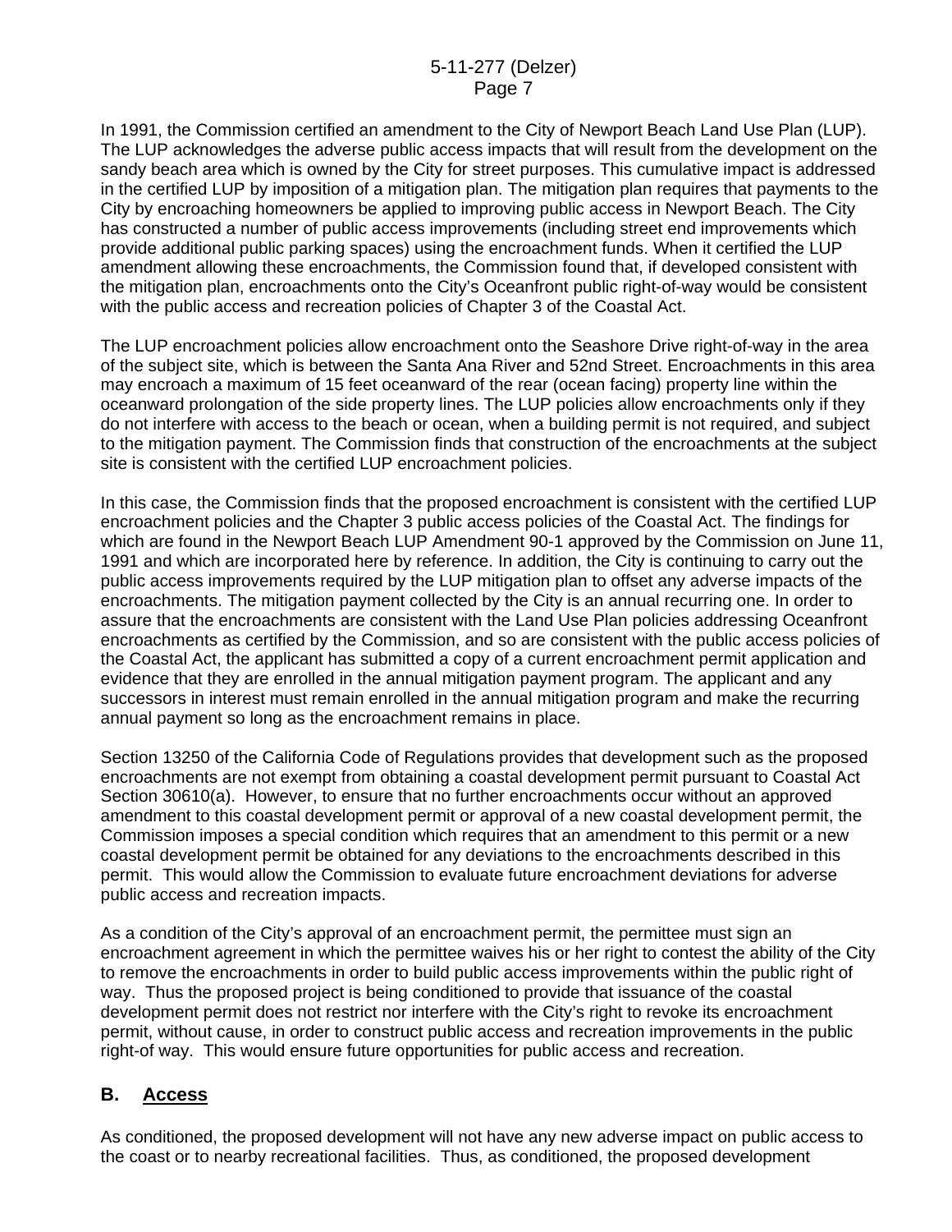In 1991, the Commission certified an amendment to the City of Newport Beach Land Use Plan (LUP). The LUP acknowledges the adverse public access impacts that will result from the development on the sandy beach area which is owned by the City for street purposes. This cumulative impact is addressed in the certified LUP by imposition of a mitigation plan. The mitigation plan requires that payments to the City by encroaching homeowners be applied to improving public access in Newport Beach. The City has constructed a number of public access improvements (including street end improvements which provide additional public parking spaces) using the encroachment funds. When it certified the LUP amendment allowing these encroachments, the Commission found that, if developed consistent with the mitigation plan, encroachments onto the City's Oceanfront public right-of-way would be consistent with the public access and recreation policies of Chapter 3 of the Coastal Act.

The LUP encroachment policies allow encroachment onto the Seashore Drive right-of-way in the area of the subject site, which is between the Santa Ana River and 52nd Street. Encroachments in this area may encroach a maximum of 15 feet oceanward of the rear (ocean facing) property line within the oceanward prolongation of the side property lines. The LUP policies allow encroachments only if they do not interfere with access to the beach or ocean, when a building permit is not required, and subject to the mitigation payment. The Commission finds that construction of the encroachments at the subject site is consistent with the certified LUP encroachment policies.

In this case, the Commission finds that the proposed encroachment is consistent with the certified LUP encroachment policies and the Chapter 3 public access policies of the Coastal Act. The findings for which are found in the Newport Beach LUP Amendment 90-1 approved by the Commission on June 11, 1991 and which are incorporated here by reference. In addition, the City is continuing to carry out the public access improvements required by the LUP mitigation plan to offset any adverse impacts of the encroachments. The mitigation payment collected by the City is an annual recurring one. In order to assure that the encroachments are consistent with the Land Use Plan policies addressing Oceanfront encroachments as certified by the Commission, and so are consistent with the public access policies of the Coastal Act, the applicant has submitted a copy of a current encroachment permit application and evidence that they are enrolled in the annual mitigation payment program. The applicant and any successors in interest must remain enrolled in the annual mitigation program and make the recurring annual payment so long as the encroachment remains in place.

Section 13250 of the California Code of Regulations provides that development such as the proposed encroachments are not exempt from obtaining a coastal development permit pursuant to Coastal Act Section 30610(a). However, to ensure that no further encroachments occur without an approved amendment to this coastal development permit or approval of a new coastal development permit, the Commission imposes a special condition which requires that an amendment to this permit or a new coastal development permit be obtained for any deviations to the encroachments described in this permit. This would allow the Commission to evaluate future encroachment deviations for adverse public access and recreation impacts.

As a condition of the City's approval of an encroachment permit, the permittee must sign an encroachment agreement in which the permittee waives his or her right to contest the ability of the City to remove the encroachments in order to build public access improvements within the public right of way. Thus the proposed project is being conditioned to provide that issuance of the coastal development permit does not restrict nor interfere with the City's right to revoke its encroachment permit, without cause, in order to construct public access and recreation improvements in the public right-of way. This would ensure future opportunities for public access and recreation.

## B. Access

As conditioned, the proposed development will not have any new adverse impact on public access to the coast or to nearby recreational facilities. Thus, as conditioned, the proposed development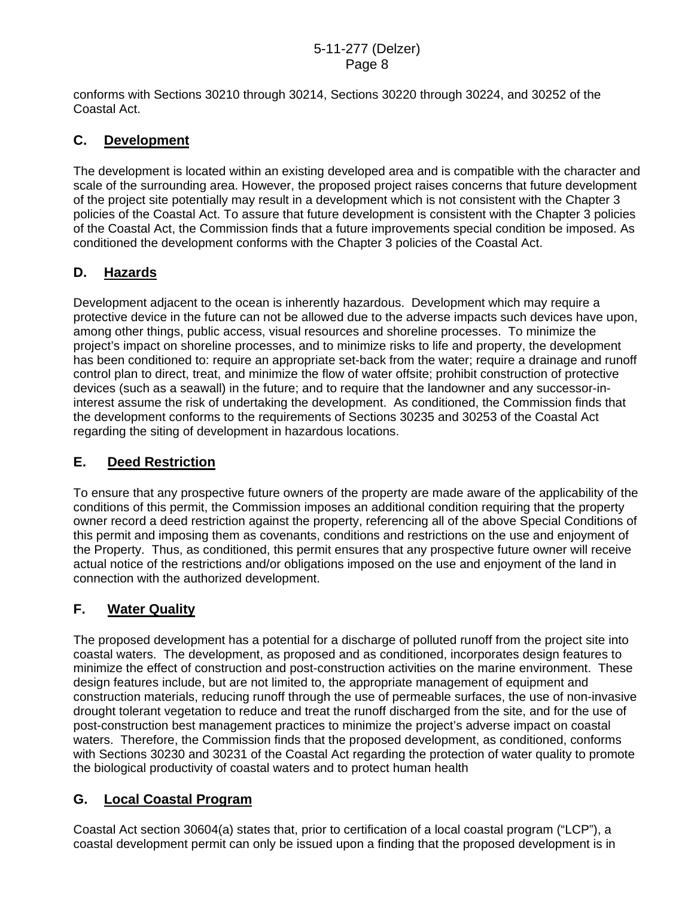conforms with Sections 30210 through 30214, Sections 30220 through 30224, and 30252 of the Coastal Act.

## C. Development

The development is located within an existing developed area and is compatible with the character and scale of the surrounding area. However, the proposed project raises concerns that future development of the project site potentially may result in a development which is not consistent with the Chapter 3 policies of the Coastal Act. To assure that future development is consistent with the Chapter 3 policies of the Coastal Act, the Commission finds that a future improvements special condition be imposed. As conditioned the development conforms with the Chapter 3 policies of the Coastal Act.

## D. Hazards

Development adjacent to the ocean is inherently hazardous. Development which may require a protective device in the future can not be allowed due to the adverse impacts such devices have upon, among other things, public access, visual resources and shoreline processes. To minimize the project's impact on shoreline processes, and to minimize risks to life and property, the development has been conditioned to: require an appropriate set-back from the water; require a drainage and runoff control plan to direct, treat, and minimize the flow of water offsite; prohibit construction of protective devices (such as a seawall) in the future; and to require that the landowner and any successor-in-interest assume the risk of undertaking the development. As conditioned, the Commission finds that the development conforms to the requirements of Sections 30235 and 30253 of the Coastal Act regarding the siting of development in hazardous locations.

## E. Deed Restriction

To ensure that any prospective future owners of the property are made aware of the applicability of the conditions of this permit, the Commission imposes an additional condition requiring that the property owner record a deed restriction against the property, referencing all of the above Special Conditions of this permit and imposing them as covenants, conditions and restrictions on the use and enjoyment of the Property. Thus, as conditioned, this permit ensures that any prospective future owner will receive actual notice of the restrictions and/or obligations imposed on the use and enjoyment of the land in connection with the authorized development.

## F. Water Quality

The proposed development has a potential for a discharge of polluted runoff from the project site into coastal waters. The development, as proposed and as conditioned, incorporates design features to minimize the effect of construction and post-construction activities on the marine environment. These design features include, but are not limited to, the appropriate management of equipment and construction materials, reducing runoff through the use of permeable surfaces, the use of non-invasive drought tolerant vegetation to reduce and treat the runoff discharged from the site, and for the use of post-construction best management practices to minimize the project's adverse impact on coastal waters. Therefore, the Commission finds that the proposed development, as conditioned, conforms with Sections 30230 and 30231 of the Coastal Act regarding the protection of water quality to promote the biological productivity of coastal waters and to protect human health

## G. Local Coastal Program

Coastal Act section 30604(a) states that, prior to certification of a local coastal program ("LCP"), a coastal development permit can only be issued upon a finding that the proposed development is in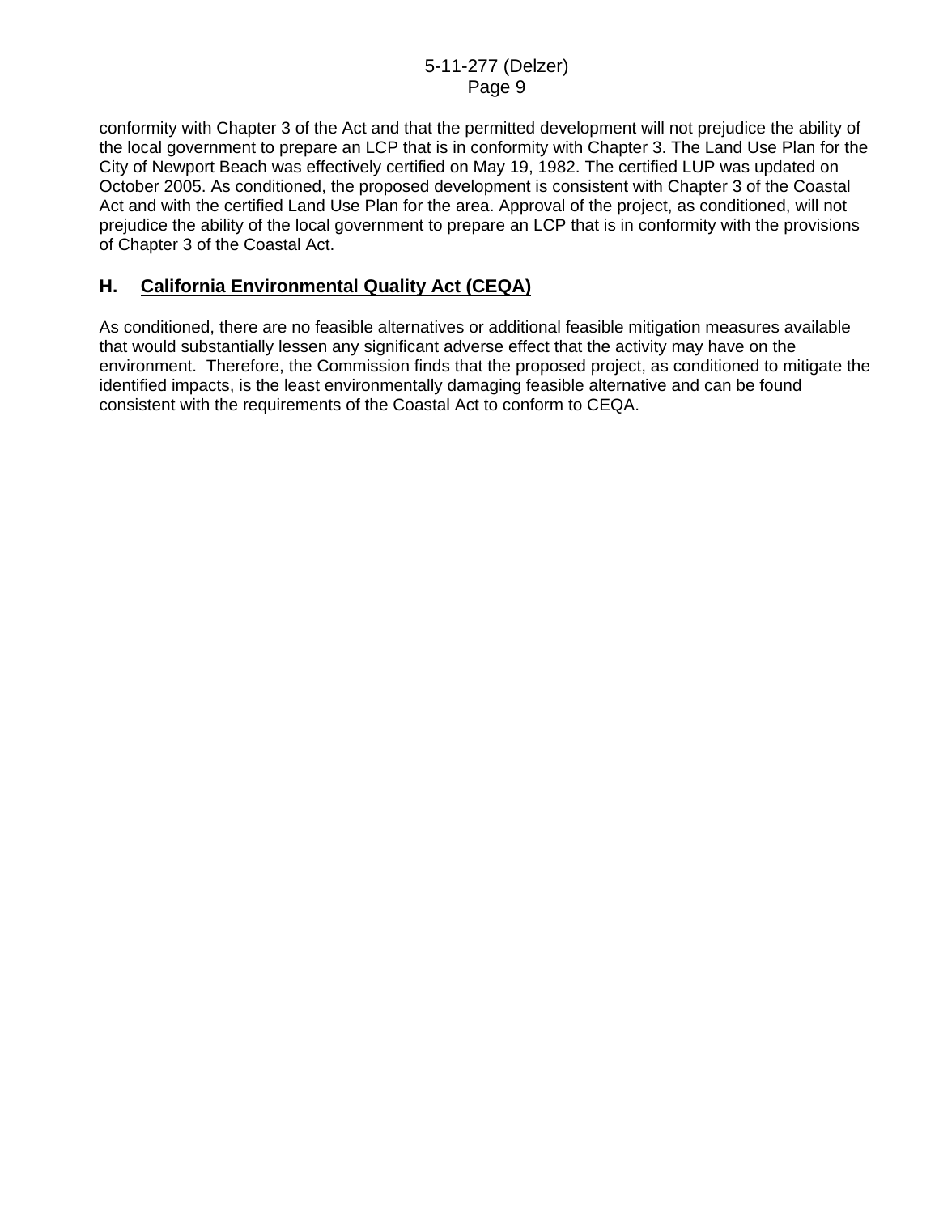conformity with Chapter 3 of the Act and that the permitted development will not prejudice the ability of the local government to prepare an LCP that is in conformity with Chapter 3. The Land Use Plan for the City of Newport Beach was effectively certified on May 19, 1982. The certified LUP was updated on October 2005. As conditioned, the proposed development is consistent with Chapter 3 of the Coastal Act and with the certified Land Use Plan for the area. Approval of the project, as conditioned, will not prejudice the ability of the local government to prepare an LCP that is in conformity with the provisions of Chapter 3 of the Coastal Act.

## H. California Environmental Quality Act (CEQA)

As conditioned, there are no feasible alternatives or additional feasible mitigation measures available that would substantially lessen any significant adverse effect that the activity may have on the environment. Therefore, the Commission finds that the proposed project, as conditioned to mitigate the identified impacts, is the least environmentally damaging feasible alternative and can be found consistent with the requirements of the Coastal Act to conform to CEQA.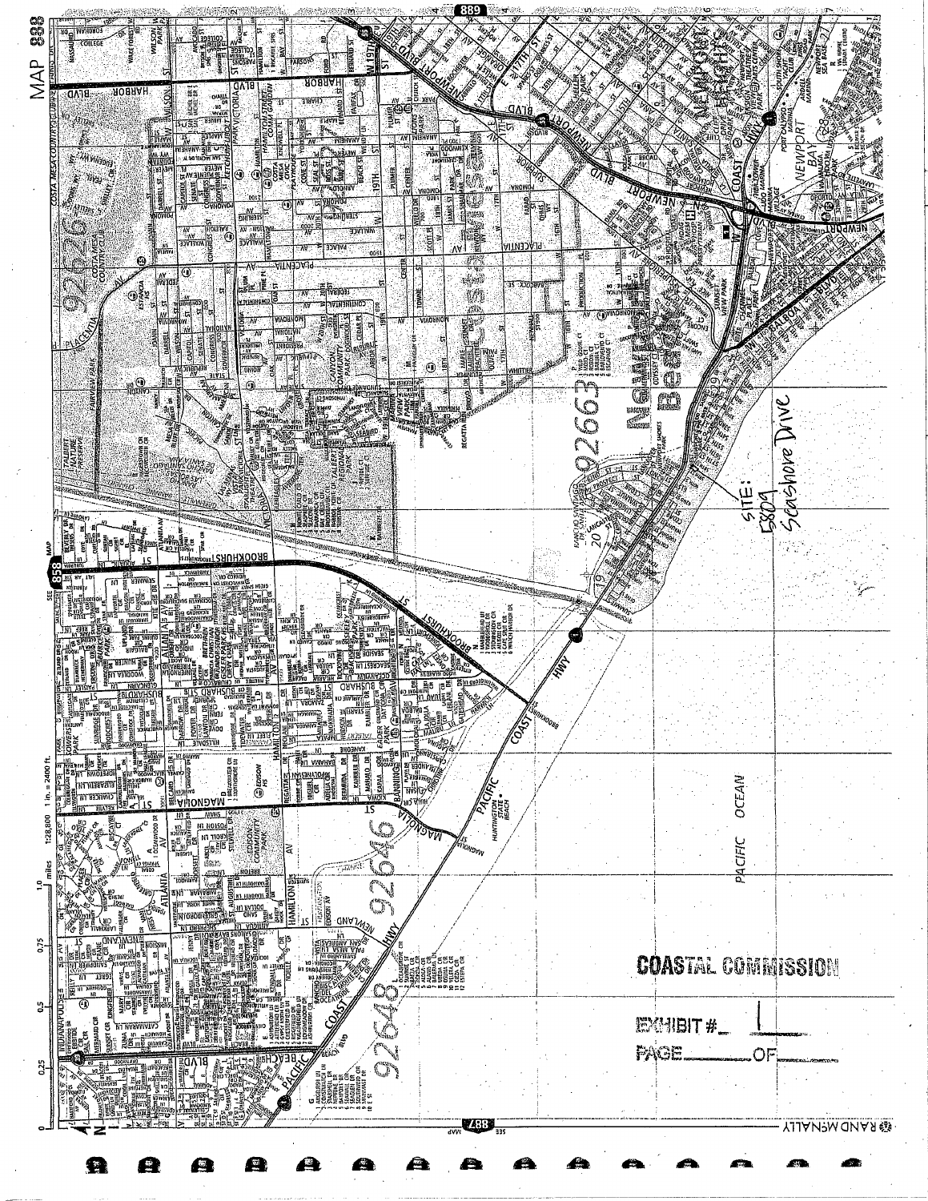MAP 888

SITE: 5809 Seashore Drive

PACIFIC OCEAN

COASTAL COMMISSION

EXHIBIT # 1

PAGE ___ OF ___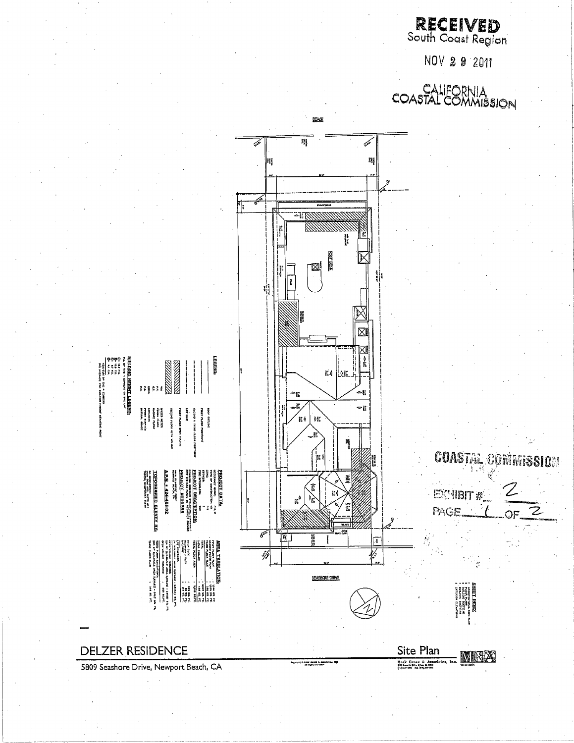**RECEIVED**
South Coast Region

NOV 29 2011

CALIFORNIA
COASTAL COMMISSION

BEACH

ROOF DECK

SEASHORE DRIVE

**LEGEND**

**BUILDING HEIGHT LEGEND**

**PROJECT DATA**

**PROJECT DESCRIPTION**

**PROJECT ADDRESS**

**A.P.N. # 424-491-02**

**TOPOGRAPHIC SURVEY BY**

**AREA TABULATION**

**SHEET INDEX**

COASTAL COMMISSION

EXHIBIT # 2

PAGE 1 OF 2

# DELZER RESIDENCE

5809 Seashore Drive, Newport Beach, CA

## Site Plan

Mark Gross & Associates, Inc.

10-17-2011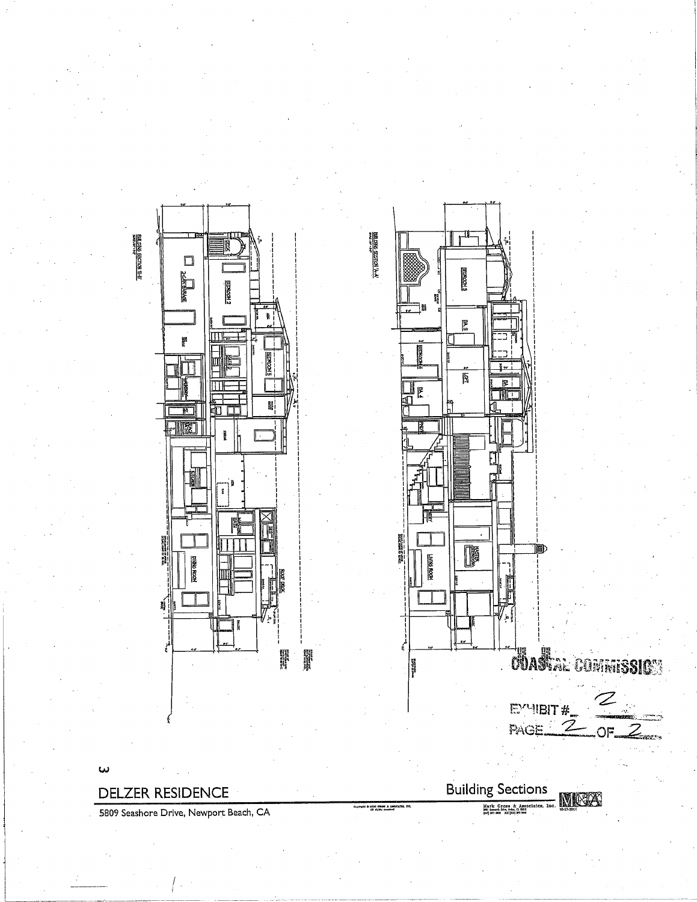BUILDING SECTION B-B

2-CAR GARAGE

BEDROOM 2

BEDROOM 5

BATH 2

LAUNDRY

KITCHEN

DINING ROOM

MASTER BATH

ROOF DECK

BUILDING SECTION A-A

BEDROOM 3

BA. 3

LOFT

BEDROOM 4

BA. 4

BA. 5

PWDR

LIVING ROOM

MASTER BEDROOM

COASTAL COMMISSION

EXHIBIT # 2

PAGE 2 OF 2

3

DELZER RESIDENCE

5809 Seashore Drive, Newport Beach, CA

Building Sections

Mark Gross & Associates, Inc.

MGA

10-17-2011